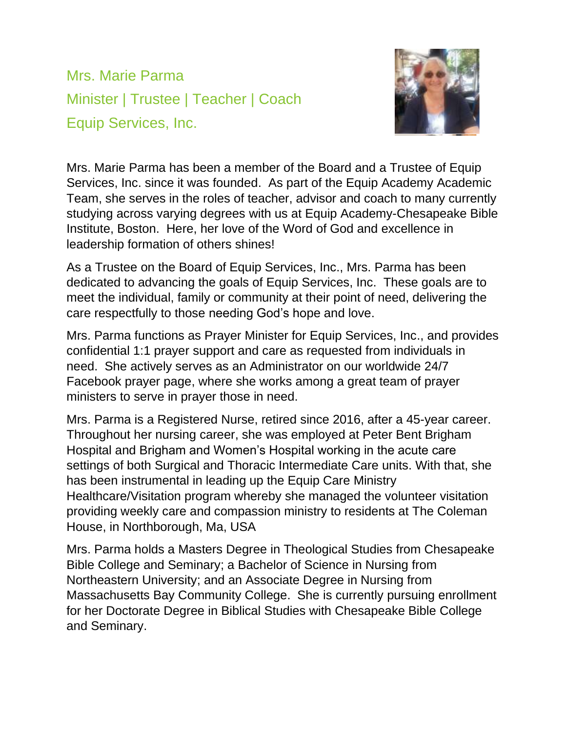# Mrs. Marie Parma

## Minister | Trustee | Teacher | Coach

## Equip Services, Inc.

Mrs. Marie Parma has been a member of the Board and a Trustee of Equip Services, Inc. since it was founded. As part of the Equip Academy Academic Team, she serves in the roles of teacher, advisor and coach to many currently studying across varying degrees with us at Equip Academy-Chesapeake Bible Institute, Boston. Here, her love of the Word of God and excellence in leadership formation of others shines!

As a Trustee on the Board of Equip Services, Inc., Mrs. Parma has been dedicated to advancing the goals of Equip Services, Inc. These goals are to meet the individual, family or community at their point of need, delivering the care respectfully to those needing God's hope and love.

Mrs. Parma functions as Prayer Minister for Equip Services, Inc., and provides confidential 1:1 prayer support and care as requested from individuals in need. She actively serves as an Administrator on our worldwide 24/7 Facebook prayer page, where she works among a great team of prayer ministers to serve in prayer those in need.

Mrs. Parma is a Registered Nurse, retired since 2016, after a 45-year career. Throughout her nursing career, she was employed at Peter Bent Brigham Hospital and Brigham and Women's Hospital working in the acute care settings of both Surgical and Thoracic Intermediate Care units. With that, she has been instrumental in leading up the Equip Care Ministry Healthcare/Visitation program whereby she managed the volunteer visitation providing weekly care and compassion ministry to residents at The Coleman House, in Northborough, Ma, USA

Mrs. Parma holds a Masters Degree in Theological Studies from Chesapeake Bible College and Seminary; a Bachelor of Science in Nursing from Northeastern University; and an Associate Degree in Nursing from Massachusetts Bay Community College. She is currently pursuing enrollment for her Doctorate Degree in Biblical Studies with Chesapeake Bible College and Seminary.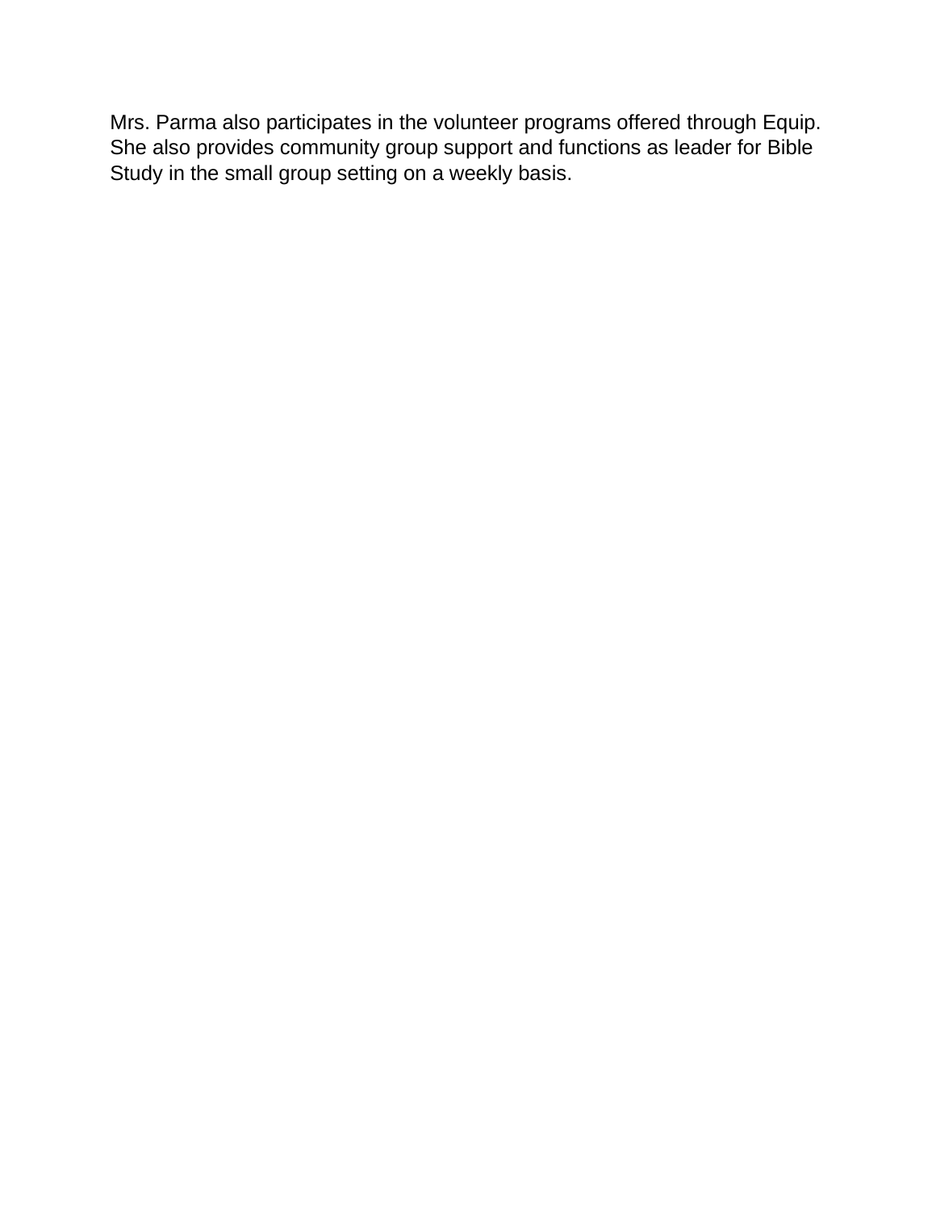Mrs. Parma also participates in the volunteer programs offered through Equip. She also provides community group support and functions as leader for Bible Study in the small group setting on a weekly basis.